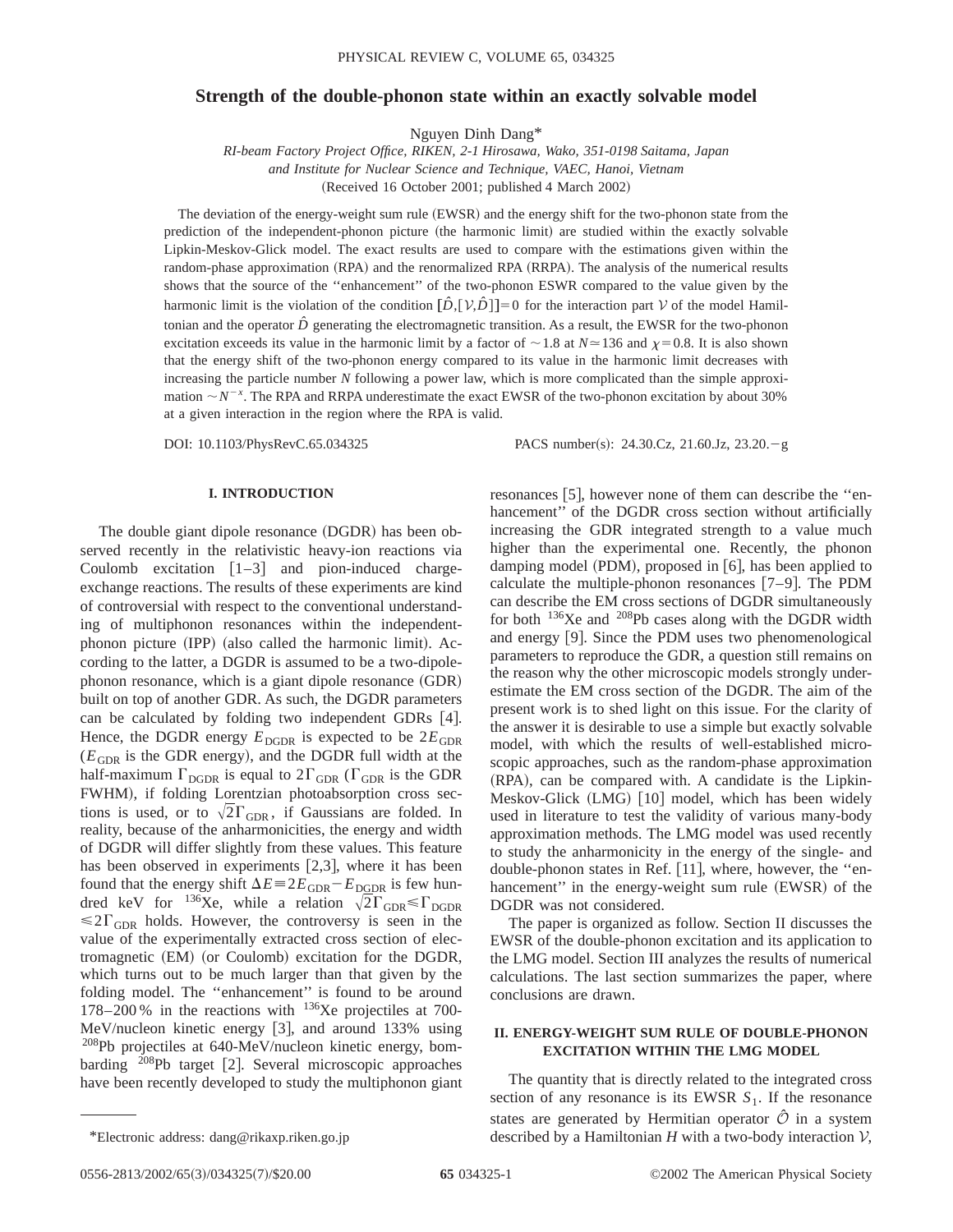# Strength of the double-phonon state within an exactly solvable model

Nguyen Dinh Dang*

*RI-beam Factory Project Office, RIKEN, 2-1 Hirosawa, Wako, 351-0198 Saitama, Japan and Institute for Nuclear Science and Technique, VAEC, Hanoi, Vietnam*

(Received 16 October 2001; published 4 March 2002)

The deviation of the energy-weight sum rule (EWSR) and the energy shift for the two-phonon state from the prediction of the independent-phonon picture (the harmonic limit) are studied within the exactly solvable Lipkin-Meskov-Glick model. The exact results are used to compare with the estimations given within the random-phase approximation (RPA) and the renormalized RPA (RRPA). The analysis of the numerical results shows that the source of the "enhancement" of the two-phonon ESWR compared to the value given by the harmonic limit is the violation of the condition $[\hat{D},[\mathcal{V},\hat{D}]]=0$ for the interaction part $\mathcal{V}$ of the model Hamiltonian and the operator $\hat{D}$ generating the electromagnetic transition. As a result, the EWSR for the two-phonon excitation exceeds its value in the harmonic limit by a factor of $\sim 1.8$ at $N\simeq 136$ and $\chi=0.8$. It is also shown that the energy shift of the two-phonon energy compared to its value in the harmonic limit decreases with increasing the particle number $N$ following a power law, which is more complicated than the simple approximation $\sim N^{-x}$. The RPA and RRPA underestimate the exact EWSR of the two-phonon excitation by about 30% at a given interaction in the region where the RPA is valid.

DOI: 10.1103/PhysRevC.65.034325 PACS number(s): 24.30.Cz, 21.60.Jz, 23.20.−g

## I. INTRODUCTION

The double giant dipole resonance (DGDR) has been observed recently in the relativistic heavy-ion reactions via Coulomb excitation [1–3] and pion-induced charge-exchange reactions. The results of these experiments are kind of controversial with respect to the conventional understanding of multiphonon resonances within the independent-phonon picture (IPP) (also called the harmonic limit). According to the latter, a DGDR is assumed to be a two-dipole-phonon resonance, which is a giant dipole resonance (GDR) built on top of another GDR. As such, the DGDR parameters can be calculated by folding two independent GDRs [4]. Hence, the DGDR energy $E_{\rm DGDR}$ is expected to be $2E_{\rm GDR}$ ($E_{\rm GDR}$ is the GDR energy), and the DGDR full width at the half-maximum $\Gamma_{\rm DGDR}$ is equal to $2\Gamma_{\rm GDR}$ ($\Gamma_{\rm GDR}$ is the GDR FWHM), if folding Lorentzian photoabsorption cross sections is used, or to $\sqrt{2}\Gamma_{\rm GDR}$, if Gaussians are folded. In reality, because of the anharmonicities, the energy and width of DGDR will differ slightly from these values. This feature has been observed in experiments [2,3], where it has been found that the energy shift $\Delta E\equiv 2E_{\rm GDR}-E_{\rm DGDR}$ is few hundred keV for $^{136}$Xe, while a relation $\sqrt{2}\Gamma_{\rm GDR}\leqslant\Gamma_{\rm DGDR}\leqslant 2\Gamma_{\rm GDR}$ holds. However, the controversy is seen in the value of the experimentally extracted cross section of electromagnetic (EM) (or Coulomb) excitation for the DGDR, which turns out to be much larger than that given by the folding model. The "enhancement" is found to be around 178–200 % in the reactions with $^{136}$Xe projectiles at 700-MeV/nucleon kinetic energy [3], and around 133% using $^{208}$Pb projectiles at 640-MeV/nucleon kinetic energy, bombarding $^{208}$Pb target [2]. Several microscopic approaches have been recently developed to study the multiphonon giant resonances [5], however none of them can describe the "enhancement" of the DGDR cross section without artificially increasing the GDR integrated strength to a value much higher than the experimental one. Recently, the phonon damping model (PDM), proposed in [6], has been applied to calculate the multiple-phonon resonances [7–9]. The PDM can describe the EM cross sections of DGDR simultaneously for both $^{136}$Xe and $^{208}$Pb cases along with the DGDR width and energy [9]. Since the PDM uses two phenomenological parameters to reproduce the GDR, a question still remains on the reason why the other microscopic models strongly underestimate the EM cross section of the DGDR. The aim of the present work is to shed light on this issue. For the clarity of the answer it is desirable to use a simple but exactly solvable model, with which the results of well-established microscopic approaches, such as the random-phase approximation (RPA), can be compared with. A candidate is the Lipkin-Meskov-Glick (LMG) [10] model, which has been widely used in literature to test the validity of various many-body approximation methods. The LMG model was used recently to study the anharmonicity in the energy of the single- and double-phonon states in Ref. [11], where, however, the "enhancement" in the energy-weight sum rule (EWSR) of the DGDR was not considered.

The paper is organized as follow. Section II discusses the EWSR of the double-phonon excitation and its application to the LMG model. Section III analyzes the results of numerical calculations. The last section summarizes the paper, where conclusions are drawn.

## II. ENERGY-WEIGHT SUM RULE OF DOUBLE-PHONON EXCITATION WITHIN THE LMG MODEL

The quantity that is directly related to the integrated cross section of any resonance is its EWSR $S_1$. If the resonance states are generated by Hermitian operator $\hat{\mathcal{O}}$ in a system described by a Hamiltonian $H$ with a two-body interaction $\mathcal{V}$,

*Electronic address: dang@rikaxp.riken.go.jp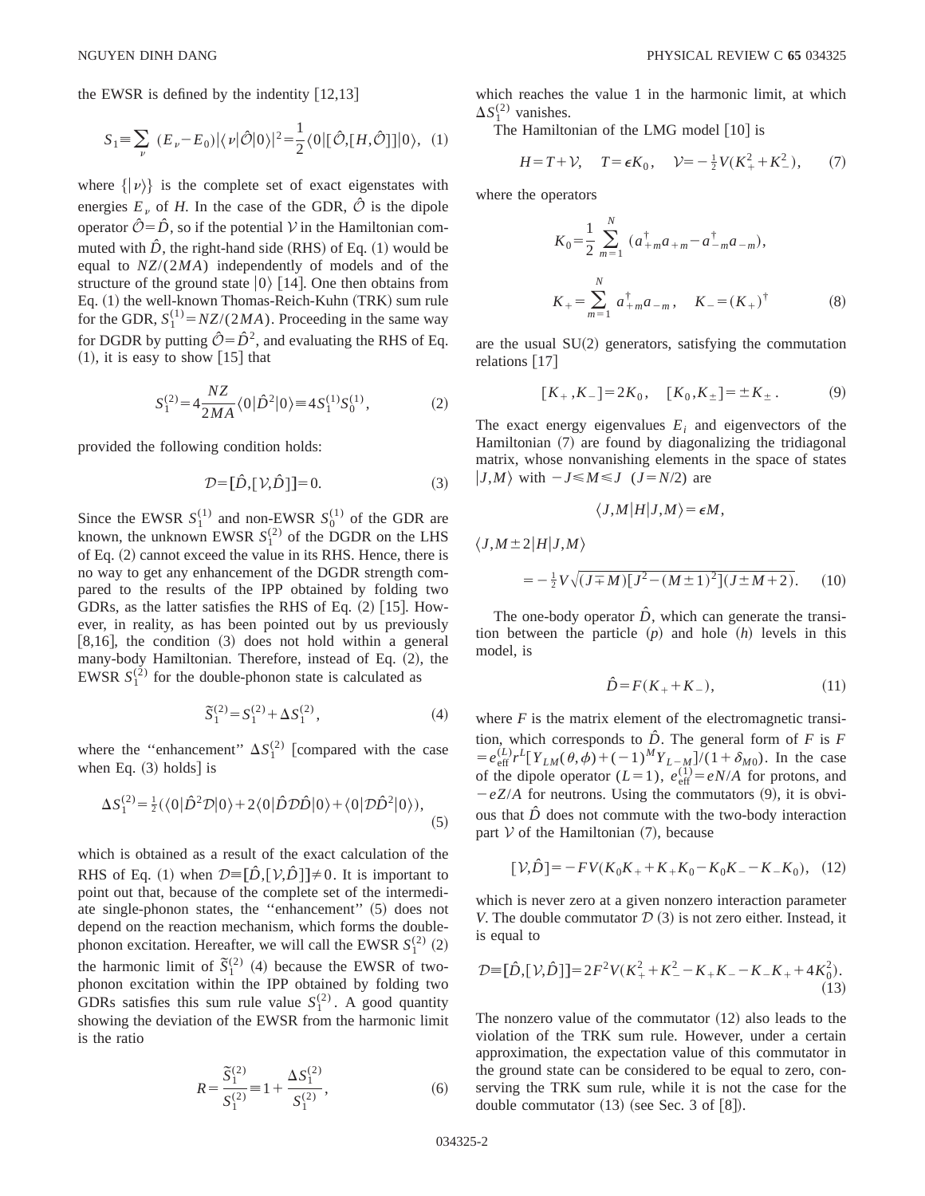the EWSR is defined by the indentity [12,13]

$$S_1 \equiv \sum_{\nu} (E_\nu - E_0)|\langle \nu|\hat{\mathcal{O}}|0\rangle|^2 = \frac{1}{2}\langle 0|[\hat{\mathcal{O}},[H,\hat{\mathcal{O}}]]|0\rangle, \quad (1)$$

where $\{|\nu\rangle\}$ is the complete set of exact eigenstates with energies $E_\nu$ of $H$. In the case of the GDR, $\hat{\mathcal{O}}$ is the dipole operator $\hat{\mathcal{O}}=\hat{D}$, so if the potential $\mathcal{V}$ in the Hamiltonian commuted with $\hat{D}$, the right-hand side (RHS) of Eq. (1) would be equal to $NZ/(2MA)$ independently of models and of the structure of the ground state $|0\rangle$ [14]. One then obtains from Eq. (1) the well-known Thomas-Reich-Kuhn (TRK) sum rule for the GDR, $S_1^{(1)}=NZ/(2MA)$. Proceeding in the same way for DGDR by putting $\hat{\mathcal{O}}=\hat{D}^2$, and evaluating the RHS of Eq. (1), it is easy to show [15] that

$$S_1^{(2)} = 4\frac{NZ}{2MA}\langle 0|\hat{D}^2|0\rangle \equiv 4S_1^{(1)}S_0^{(1)}, \quad (2)$$

provided the following condition holds:

$$\mathcal{D} = [\hat{D},[\mathcal{V},\hat{D}]] = 0. \quad (3)$$

Since the EWSR $S_1^{(1)}$ and non-EWSR $S_0^{(1)}$ of the GDR are known, the unknown EWSR $S_1^{(2)}$ of the DGDR on the LHS of Eq. (2) cannot exceed the value in its RHS. Hence, there is no way to get any enhancement of the DGDR strength compared to the results of the IPP obtained by folding two GDRs, as the latter satisfies the RHS of Eq. (2) [15]. However, in reality, as has been pointed out by us previously [8,16], the condition (3) does not hold within a general many-body Hamiltonian. Therefore, instead of Eq. (2), the EWSR $S_1^{(2)}$ for the double-phonon state is calculated as

$$\tilde{S}_1^{(2)} = S_1^{(2)} + \Delta S_1^{(2)}, \quad (4)$$

where the "enhancement" $\Delta S_1^{(2)}$ [compared with the case when Eq. (3) holds] is

$$\Delta S_1^{(2)} = \tfrac{1}{2}(\langle 0|\hat{D}^2\mathcal{D}|0\rangle + 2\langle 0|\hat{D}\mathcal{D}\hat{D}|0\rangle + \langle 0|\mathcal{D}\hat{D}^2|0\rangle), \quad (5)$$

which is obtained as a result of the exact calculation of the RHS of Eq. (1) when $\mathcal{D}\equiv[\hat{D},[\mathcal{V},\hat{D}]]\neq 0$. It is important to point out that, because of the complete set of the intermediate single-phonon states, the "enhancement" (5) does not depend on the reaction mechanism, which forms the double-phonon excitation. Hereafter, we will call the EWSR $S_1^{(2)}$ (2) the harmonic limit of $\tilde{S}_1^{(2)}$ (4) because the EWSR of two-phonon excitation within the IPP obtained by folding two GDRs satisfies this sum rule value $S_1^{(2)}$. A good quantity showing the deviation of the EWSR from the harmonic limit is the ratio

$$R = \frac{\tilde{S}_1^{(2)}}{S_1^{(2)}} \equiv 1 + \frac{\Delta S_1^{(2)}}{S_1^{(2)}}, \quad (6)$$

which reaches the value 1 in the harmonic limit, at which $\Delta S_1^{(2)}$ vanishes.

The Hamiltonian of the LMG model [10] is

$$H = T + \mathcal{V}, \quad T = \epsilon K_0, \quad \mathcal{V} = -\tfrac{1}{2}V(K_+^2 + K_-^2), \quad (7)$$

where the operators

$$K_0 = \frac{1}{2}\sum_{m=1}^{N}(a_{+m}^\dagger a_{+m} - a_{-m}^\dagger a_{-m}),$$

$$K_+ = \sum_{m=1}^{N} a_{+m}^\dagger a_{-m}, \quad K_- = (K_+)^\dagger \quad (8)$$

are the usual SU(2) generators, satisfying the commutation relations [17]

$$[K_+,K_-] = 2K_0, \quad [K_0,K_\pm] = \pm K_\pm. \quad (9)$$

The exact energy eigenvalues $E_i$ and eigenvectors of the Hamiltonian (7) are found by diagonalizing the tridiagonal matrix, whose nonvanishing elements in the space of states $|J,M\rangle$ with $-J\leq M\leq J$ $(J=N/2)$ are

$$\langle J,M|H|J,M\rangle = \epsilon M,$$

$$\langle J,M\pm 2|H|J,M\rangle = -\tfrac{1}{2}V\sqrt{(J\mp M)[J^2-(M\pm 1)^2](J\pm M+2)}. \quad (10)$$

The one-body operator $\hat{D}$, which can generate the transition between the particle ($p$) and hole ($h$) levels in this model, is

$$\hat{D} = F(K_+ + K_-), \quad (11)$$

where $F$ is the matrix element of the electromagnetic transition, which corresponds to $\hat{D}$. The general form of $F$ is $F = e_{\rm eff}^{(L)} r^L [Y_{LM}(\theta,\phi) + (-1)^M Y_{L-M}]/(1+\delta_{M0})$. In the case of the dipole operator ($L=1$), $e_{\rm eff}^{(1)}=eN/A$ for protons, and $-eZ/A$ for neutrons. Using the commutators (9), it is obvious that $\hat{D}$ does not commute with the two-body interaction part $\mathcal{V}$ of the Hamiltonian (7), because

$$[\mathcal{V},\hat{D}] = -FV(K_0K_+ + K_+K_0 - K_0K_- - K_-K_0), \quad (12)$$

which is never zero at a given nonzero interaction parameter $V$. The double commutator $\mathcal{D}$ (3) is not zero either. Instead, it is equal to

$$\mathcal{D} \equiv [\hat{D},[\mathcal{V},\hat{D}]] = 2F^2V(K_+^2 + K_-^2 - K_+K_- - K_-K_+ + 4K_0^2). \quad (13)$$

The nonzero value of the commutator (12) also leads to the violation of the TRK sum rule. However, under a certain approximation, the expectation value of this commutator in the ground state can be considered to be equal to zero, conserving the TRK sum rule, while it is not the case for the double commutator (13) (see Sec. 3 of [8]).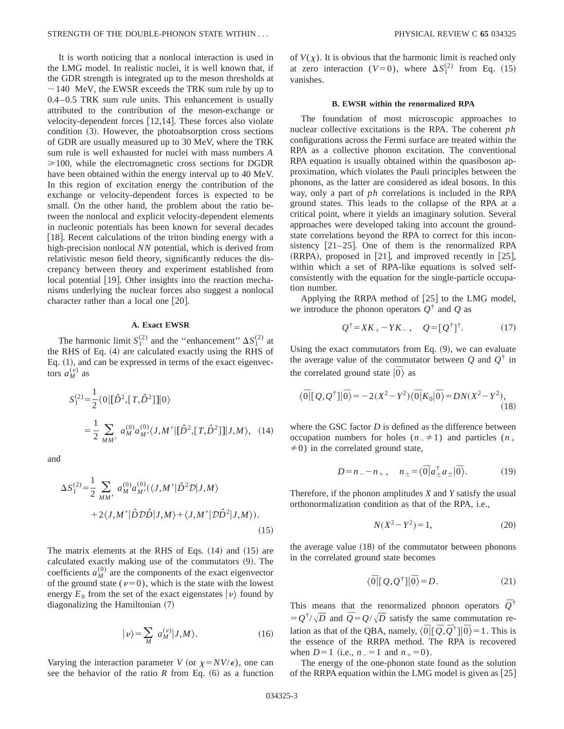It is worth noticing that a nonlocal interaction is used in the LMG model. In realistic nuclei, it is well known that, if the GDR strength is integrated up to the meson thresholds at $\sim$140 MeV, the EWSR exceeds the TRK sum rule by up to 0.4–0.5 TRK sum rule units. This enhancement is usually attributed to the contribution of the meson-exchange or velocity-dependent forces [12,14]. These forces also violate condition (3). However, the photoabsorption cross sections of GDR are usually measured up to 30 MeV, where the TRK sum rule is well exhausted for nuclei with mass numbers $A \geqslant 100$, while the electromagnetic cross sections for DGDR have been obtained within the energy interval up to 40 MeV. In this region of excitation energy the contribution of the exchange or velocity-dependent forces is expected to be small. On the other hand, the problem about the ratio between the nonlocal and explicit velocity-dependent elements in nucleonic potentials has been known for several decades [18]. Recent calculations of the triton binding energy with a high-precision nonlocal *NN* potential, which is derived from relativistic meson field theory, significantly reduces the discrepancy between theory and experiment established from local potential [19]. Other insights into the reaction mechanisms underlying the nuclear forces also suggest a nonlocal character rather than a local one [20].

### A. Exact EWSR

The harmonic limit $S_1^{(2)}$ and the "enhancement" $\Delta S_1^{(2)}$ at the RHS of Eq. (4) are calculated exactly using the RHS of Eq. (1), and can be expressed in terms of the exact eigenvectors $a_M^{(\nu)}$ as

$$S_1^{(2)} = \frac{1}{2}\langle 0|[\hat{D}^2,[T,\hat{D}^2]]|0\rangle$$

$$= \frac{1}{2}\sum_{MM'} a_M^{(0)} a_{M'}^{(0)} \langle J,M'|[\hat{D}^2,[T,\hat{D}^2]]|J,M\rangle, \quad (14)$$

and

$$\Delta S_1^{(2)} = \frac{1}{2}\sum_{MM'} a_M^{(0)} a_{M'}^{(0)} (\langle J,M'|\hat{D}^2\mathcal{D}|J,M\rangle + 2\langle J,M'|\hat{D}\mathcal{D}\hat{D}|J,M\rangle + \langle J,M'|\mathcal{D}\hat{D}^2|J,M\rangle). \quad (15)$$

The matrix elements at the RHS of Eqs. (14) and (15) are calculated exactly making use of the commutators (9). The coefficients $a_M^{(0)}$ are the components of the exact eigenvector of the ground state ($\nu=0$), which is the state with the lowest energy $E_0$ from the set of the exact eigenstates $|\nu\rangle$ found by diagonalizing the Hamiltonian (7)

$$|\nu\rangle = \sum_M a_M^{(\nu)}|J,M\rangle. \quad (16)$$

Varying the interaction parameter $V$ (or $\chi = NV/\epsilon$), one can see the behavior of the ratio $R$ from Eq. (6) as a function of $V(\chi)$. It is obvious that the harmonic limit is reached only at zero interaction ($V=0$), where $\Delta S_1^{(2)}$ from Eq. (15) vanishes.

### B. EWSR within the renormalized RPA

The foundation of most microscopic approaches to nuclear collective excitations is the RPA. The coherent *ph* configurations across the Fermi surface are treated within the RPA as a collective phonon excitation. The conventional RPA equation is usually obtained within the quasiboson approximation, which violates the Pauli principles between the phonons, as the latter are considered as ideal bosons. In this way, only a part of *ph* correlations is included in the RPA ground states. This leads to the collapse of the RPA at a critical point, where it yields an imaginary solution. Several approaches were developed taking into account the ground-state correlations beyond the RPA to correct for this inconsistency [21–25]. One of them is the renormalized RPA (RRPA), proposed in [21], and improved recently in [25], within which a set of RPA-like equations is solved self-consistently with the equation for the single-particle occupation number.

Applying the RRPA method of [25] to the LMG model, we introduce the phonon operators $Q^\dagger$ and $Q$ as

$$Q^\dagger = XK_+ - YK_-, \quad Q = [Q^\dagger]^\dagger. \quad (17)$$

Using the exact commutators from Eq. (9), we can evaluate the average value of the commutator between $Q$ and $Q^\dagger$ in the correlated ground state $|\bar{0}\rangle$ as

$$\langle\bar{0}|[Q,Q^\dagger]|\bar{0}\rangle = -2(X^2-Y^2)\langle\bar{0}|K_0|\bar{0}\rangle = DN(X^2-Y^2), \quad (18)$$

where the GSC factor $D$ is defined as the difference between occupation numbers for holes ($n_- \neq 1$) and particles ($n_+ \neq 0$) in the correlated ground state,

$$D = n_- - n_+, \quad n_\pm = \langle\bar{0}|a_\pm^\dagger a_\pm|\bar{0}\rangle. \quad (19)$$

Therefore, if the phonon amplitudes $X$ and $Y$ satisfy the usual orthonormalization condition as that of the RPA, i.e.,

$$N(X^2-Y^2) = 1, \quad (20)$$

the average value (18) of the commutator between phonons in the correlated ground state becomes

$$\langle\bar{0}|[Q,Q^\dagger]|\bar{0}\rangle = D. \quad (21)$$

This means that the renormalized phonon operators $\bar{Q}^\dagger = Q^\dagger/\sqrt{D}$ and $\bar{Q} = Q/\sqrt{D}$ satisfy the same commutation relation as that of the QBA, namely, $\langle\bar{0}|[\bar{Q},\bar{Q}^\dagger]|\bar{0}\rangle = 1$. This is the essence of the RRPA method. The RPA is recovered when $D=1$ (i.e., $n_-=1$ and $n_+=0$).

The energy of the one-phonon state found as the solution of the RRPA equation within the LMG model is given as [25]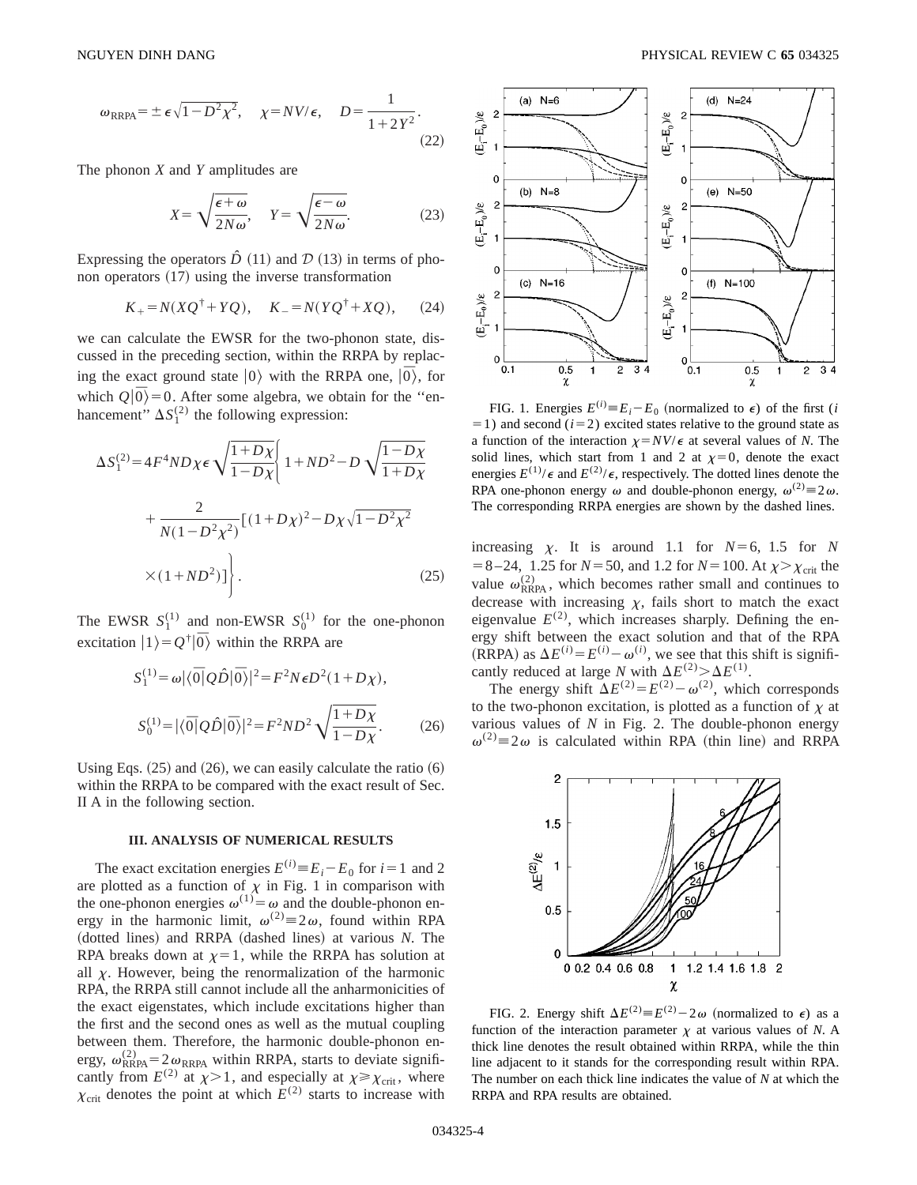$$\omega_{\rm RRPA} = \pm \epsilon\sqrt{1-D^2\chi^2}, \quad \chi = NV/\epsilon, \quad D = \frac{1}{1+2Y^2}. \tag{22}$$

The phonon $X$ and $Y$ amplitudes are

$$X = \sqrt{\frac{\epsilon+\omega}{2N\omega}}, \quad Y = \sqrt{\frac{\epsilon-\omega}{2N\omega}}. \tag{23}$$

Expressing the operators $\hat{D}$ (11) and $\mathcal{D}$ (13) in terms of phonon operators (17) using the inverse transformation

$$K_+ = N(XQ^\dagger + YQ), \quad K_- = N(YQ^\dagger + XQ), \tag{24}$$

we can calculate the EWSR for the two-phonon state, discussed in the preceding section, within the RRPA by replacing the exact ground state $|0\rangle$ with the RRPA one, $|\bar{0}\rangle$, for which $Q|\bar{0}\rangle = 0$. After some algebra, we obtain for the "enhancement" $\Delta S_1^{(2)}$ the following expression:

$$\Delta S_1^{(2)} = 4F^4 ND\chi\epsilon\sqrt{\frac{1+D\chi}{1-D\chi}}\Bigg\{1 + ND^2 - D\sqrt{\frac{1-D\chi}{1+D\chi}} + \frac{2}{N(1-D^2\chi^2)}\big[(1+D\chi)^2 - D\chi\sqrt{1-D^2\chi^2} \times (1+ND^2)\big]\Bigg\}. \tag{25}$$

The EWSR $S_1^{(1)}$ and non-EWSR $S_0^{(1)}$ for the one-phonon excitation $|1\rangle = Q^\dagger|\bar{0}\rangle$ within the RRPA are

$$S_1^{(1)} = \omega|\langle\bar{0}|Q\hat{D}|\bar{0}\rangle|^2 = F^2 N\epsilon D^2(1+D\chi),$$

$$S_0^{(1)} = |\langle\bar{0}|Q\hat{D}|\bar{0}\rangle|^2 = F^2 ND^2\sqrt{\frac{1+D\chi}{1-D\chi}}. \tag{26}$$

Using Eqs. (25) and (26), we can easily calculate the ratio (6) within the RRPA to be compared with the exact result of Sec. II A in the following section.

## III. ANALYSIS OF NUMERICAL RESULTS

The exact excitation energies $E^{(i)} \equiv E_i - E_0$ for $i=1$ and 2 are plotted as a function of $\chi$ in Fig. 1 in comparison with the one-phonon energies $\omega^{(1)} = \omega$ and the double-phonon energy in the harmonic limit, $\omega^{(2)} \equiv 2\omega$, found within RPA (dotted lines) and RRPA (dashed lines) at various $N$. The RPA breaks down at $\chi=1$, while the RRPA has solution at all $\chi$. However, being the renormalization of the harmonic RPA, the RRPA still cannot include all the anharmonicities of the exact eigenstates, which include excitations higher than the first and the second ones as well as the mutual coupling between them. Therefore, the harmonic double-phonon energy, $\omega_{\rm RRPA}^{(2)} = 2\omega_{\rm RRPA}$ within RRPA, starts to deviate significantly from $E^{(2)}$ at $\chi>1$, and especially at $\chi \geq \chi_{\rm crit}$, where $\chi_{\rm crit}$ denotes the point at which $E^{(2)}$ starts to increase with increasing $\chi$. It is around 1.1 for $N=6$, 1.5 for $N=8$–24, 1.25 for $N=50$, and 1.2 for $N=100$. At $\chi > \chi_{\rm crit}$ the value $\omega_{\rm RRPA}^{(2)}$, which becomes rather small and continues to decrease with increasing $\chi$, fails short to match the exact eigenvalue $E^{(2)}$, which increases sharply. Defining the energy shift between the exact solution and that of the RPA (RRPA) as $\Delta E^{(i)} = E^{(i)} - \omega^{(i)}$, we see that this shift is significantly reduced at large $N$ with $\Delta E^{(2)} > \Delta E^{(1)}$.

The energy shift $\Delta E^{(2)} = E^{(2)} - \omega^{(2)}$, which corresponds to the two-phonon excitation, is plotted as a function of $\chi$ at various values of $N$ in Fig. 2. The double-phonon energy $\omega^{(2)} \equiv 2\omega$ is calculated within RPA (thin line) and RRPA

FIG. 1. Energies $E^{(i)} \equiv E_i - E_0$ (normalized to $\epsilon$) of the first ($i=1$) and second ($i=2$) excited states relative to the ground state as a function of the interaction $\chi = NV/\epsilon$ at several values of $N$. The solid lines, which start from 1 and 2 at $\chi=0$, denote the exact energies $E^{(1)}/\epsilon$ and $E^{(2)}/\epsilon$, respectively. The dotted lines denote the RPA one-phonon energy $\omega$ and double-phonon energy, $\omega^{(2)} \equiv 2\omega$. The corresponding RRPA energies are shown by the dashed lines.

FIG. 2. Energy shift $\Delta E^{(2)} \equiv E^{(2)} - 2\omega$ (normalized to $\epsilon$) as a function of the interaction parameter $\chi$ at various values of $N$. A thick line denotes the result obtained within RRPA, while the thin line adjacent to it stands for the corresponding result within RPA. The number on each thick line indicates the value of $N$ at which the RRPA and RPA results are obtained.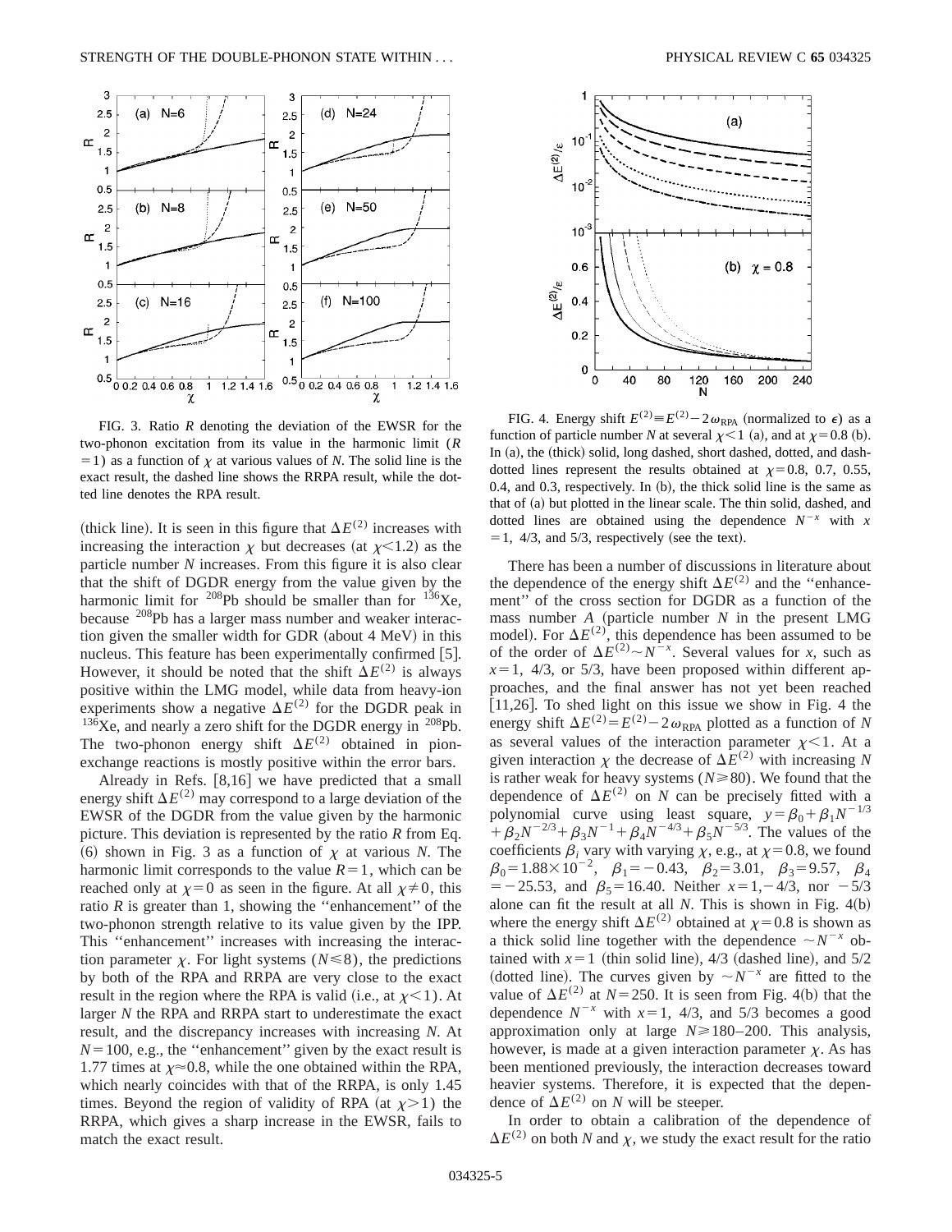FIG. 3. Ratio $R$ denoting the deviation of the EWSR for the two-phonon excitation from its value in the harmonic limit ($R=1$) as a function of $\chi$ at various values of $N$. The solid line is the exact result, the dashed line shows the RRPA result, while the dotted line denotes the RPA result.

(thick line). It is seen in this figure that $\Delta E^{(2)}$ increases with increasing the interaction $\chi$ but decreases (at $\chi<1.2$) as the particle number $N$ increases. From this figure it is also clear that the shift of DGDR energy from the value given by the harmonic limit for $^{208}$Pb should be smaller than for $^{136}$Xe, because $^{208}$Pb has a larger mass number and weaker interaction given the smaller width for GDR (about 4 MeV) in this nucleus. This feature has been experimentally confirmed [5]. However, it should be noted that the shift $\Delta E^{(2)}$ is always positive within the LMG model, while data from heavy-ion experiments show a negative $\Delta E^{(2)}$ for the DGDR peak in $^{136}$Xe, and nearly a zero shift for the DGDR energy in $^{208}$Pb. The two-phonon energy shift $\Delta E^{(2)}$ obtained in pion-exchange reactions is mostly positive within the error bars.

Already in Refs. [8,16] we have predicted that a small energy shift $\Delta E^{(2)}$ may correspond to a large deviation of the EWSR of the DGDR from the value given by the harmonic picture. This deviation is represented by the ratio $R$ from Eq. (6) shown in Fig. 3 as a function of $\chi$ at various $N$. The harmonic limit corresponds to the value $R=1$, which can be reached only at $\chi=0$ as seen in the figure. At all $\chi\neq 0$, this ratio $R$ is greater than 1, showing the "enhancement" of the two-phonon strength relative to its value given by the IPP. This "enhancement" increases with increasing the interaction parameter $\chi$. For light systems ($N\leqslant 8$), the predictions by both of the RPA and RRPA are very close to the exact result in the region where the RPA is valid (i.e., at $\chi<1$). At larger $N$ the RPA and RRPA start to underestimate the exact result, and the discrepancy increases with increasing $N$. At $N=100$, e.g., the "enhancement" given by the exact result is 1.77 times at $\chi\approx 0.8$, while the one obtained within the RPA, which nearly coincides with that of the RRPA, is only 1.45 times. Beyond the region of validity of RPA (at $\chi>1$) the RRPA, which gives a sharp increase in the EWSR, fails to match the exact result.

FIG. 4. Energy shift $E^{(2)}\equiv E^{(2)}-2\omega_{\rm RPA}$ (normalized to $\epsilon$) as a function of particle number $N$ at several $\chi<1$ (a), and at $\chi=0.8$ (b). In (a), the (thick) solid, long dashed, short dashed, dotted, and dash-dotted lines represent the results obtained at $\chi=0.8$, 0.7, 0.55, 0.4, and 0.3, respectively. In (b), the thick solid line is the same as that of (a) but plotted in the linear scale. The thin solid, dashed, and dotted lines are obtained using the dependence $N^{-x}$ with $x=1$, 4/3, and 5/3, respectively (see the text).

There has been a number of discussions in literature about the dependence of the energy shift $\Delta E^{(2)}$ and the "enhancement" of the cross section for DGDR as a function of the mass number $A$ (particle number $N$ in the present LMG model). For $\Delta E^{(2)}$, this dependence has been assumed to be of the order of $\Delta E^{(2)}\sim N^{-x}$. Several values for $x$, such as $x=1$, 4/3, or 5/3, have been proposed within different approaches, and the final answer has not yet been reached [11,26]. To shed light on this issue we show in Fig. 4 the energy shift $\Delta E^{(2)}=E^{(2)}-2\omega_{\rm RPA}$ plotted as a function of $N$ as several values of the interaction parameter $\chi<1$. At a given interaction $\chi$ the decrease of $\Delta E^{(2)}$ with increasing $N$ is rather weak for heavy systems ($N\geqslant 80$). We found that the dependence of $\Delta E^{(2)}$ on $N$ can be precisely fitted with a polynomial curve using least square, $y=\beta_0+\beta_1 N^{-1/3}+\beta_2 N^{-2/3}+\beta_3 N^{-1}+\beta_4 N^{-4/3}+\beta_5 N^{-5/3}$. The values of the coefficients $\beta_i$ vary with varying $\chi$, e.g., at $\chi=0.8$, we found $\beta_0=1.88\times 10^{-2}$, $\beta_1=-0.43$, $\beta_2=3.01$, $\beta_3=9.57$, $\beta_4=-25.53$, and $\beta_5=16.40$. Neither $x=1,-4/3$, nor $-5/3$ alone can fit the result at all $N$. This is shown in Fig. 4(b) where the energy shift $\Delta E^{(2)}$ obtained at $\chi=0.8$ is shown as a thick solid line together with the dependence $\sim N^{-x}$ obtained with $x=1$ (thin solid line), 4/3 (dashed line), and 5/2 (dotted line). The curves given by $\sim N^{-x}$ are fitted to the value of $\Delta E^{(2)}$ at $N=250$. It is seen from Fig. 4(b) that the dependence $N^{-x}$ with $x=1$, 4/3, and 5/3 becomes a good approximation only at large $N\geqslant 180$–200. This analysis, however, is made at a given interaction parameter $\chi$. As has been mentioned previously, the interaction decreases toward heavier systems. Therefore, it is expected that the dependence of $\Delta E^{(2)}$ on $N$ will be steeper.

In order to obtain a calibration of the dependence of $\Delta E^{(2)}$ on both $N$ and $\chi$, we study the exact result for the ratio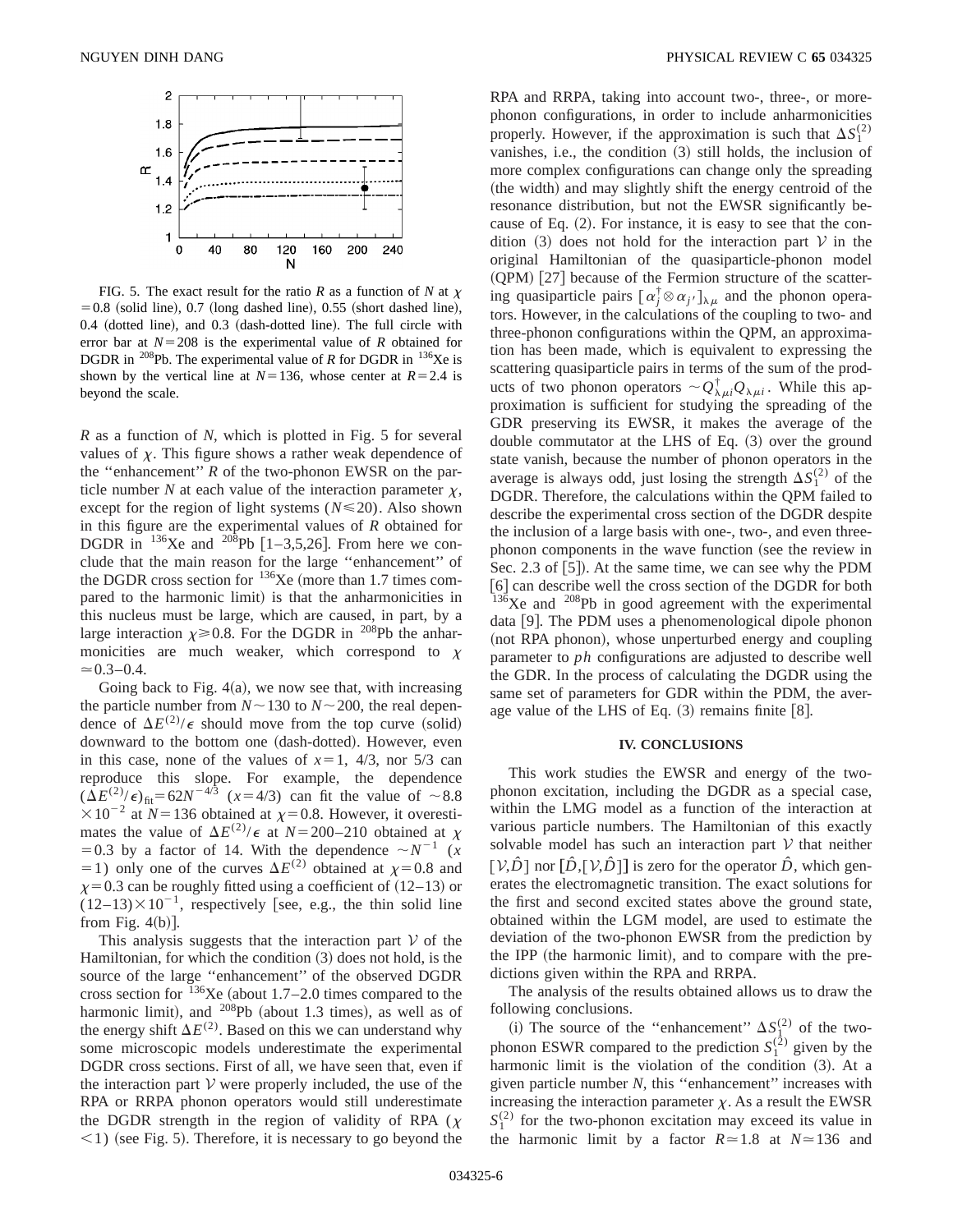FIG. 5. The exact result for the ratio $R$ as a function of $N$ at $\chi = 0.8$ (solid line), 0.7 (long dashed line), 0.55 (short dashed line), 0.4 (dotted line), and 0.3 (dash-dotted line). The full circle with error bar at $N=208$ is the experimental value of $R$ obtained for DGDR in $^{208}$Pb. The experimental value of $R$ for DGDR in $^{136}$Xe is shown by the vertical line at $N=136$, whose center at $R=2.4$ is beyond the scale.

$R$ as a function of $N$, which is plotted in Fig. 5 for several values of $\chi$. This figure shows a rather weak dependence of the ''enhancement'' $R$ of the two-phonon EWSR on the particle number $N$ at each value of the interaction parameter $\chi$, except for the region of light systems ($N \leqslant 20$). Also shown in this figure are the experimental values of $R$ obtained for DGDR in $^{136}$Xe and $^{208}$Pb [1–3,5,26]. From here we conclude that the main reason for the large ''enhancement'' of the DGDR cross section for $^{136}$Xe (more than 1.7 times compared to the harmonic limit) is that the anharmonicities in this nucleus must be large, which are caused, in part, by a large interaction $\chi \geqslant 0.8$. For the DGDR in $^{208}$Pb the anharmonicities are much weaker, which correspond to $\chi \simeq 0.3$–$0.4$.

Going back to Fig. 4(a), we now see that, with increasing the particle number from $N \sim 130$ to $N \sim 200$, the real dependence of $\Delta E^{(2)}/\epsilon$ should move from the top curve (solid) downward to the bottom one (dash-dotted). However, even in this case, none of the values of $x=1$, 4/3, nor 5/3 can reproduce this slope. For example, the dependence $(\Delta E^{(2)}/\epsilon)_{\rm fit} = 62N^{-4/3}$ ($x=4/3$) can fit the value of $\sim 8.8 \times 10^{-2}$ at $N=136$ obtained at $\chi=0.8$. However, it overestimates the value of $\Delta E^{(2)}/\epsilon$ at $N=200$–$210$ obtained at $\chi = 0.3$ by a factor of 14. With the dependence $\sim N^{-1}$ ($x=1$) only one of the curves $\Delta E^{(2)}$ obtained at $\chi=0.8$ and $\chi=0.3$ can be roughly fitted using a coefficient of (12–13) or $(12$–$13) \times 10^{-1}$, respectively [see, e.g., the thin solid line from Fig. 4(b)].

This analysis suggests that the interaction part $\mathcal{V}$ of the Hamiltonian, for which the condition (3) does not hold, is the source of the large ''enhancement'' of the observed DGDR cross section for $^{136}$Xe (about 1.7–2.0 times compared to the harmonic limit), and $^{208}$Pb (about 1.3 times), as well as of the energy shift $\Delta E^{(2)}$. Based on this we can understand why some microscopic models underestimate the experimental DGDR cross sections. First of all, we have seen that, even if the interaction part $\mathcal{V}$ were properly included, the use of the RPA or RRPA phonon operators would still underestimate the DGDR strength in the region of validity of RPA ($\chi < 1$) (see Fig. 5). Therefore, it is necessary to go beyond the RPA and RRPA, taking into account two-, three-, or more-phonon configurations, in order to include anharmonicities properly. However, if the approximation is such that $\Delta S_1^{(2)}$ vanishes, i.e., the condition (3) still holds, the inclusion of more complex configurations can change only the spreading (the width) and may slightly shift the energy centroid of the resonance distribution, but not the EWSR significantly because of Eq. (2). For instance, it is easy to see that the condition (3) does not hold for the interaction part $\mathcal{V}$ in the original Hamiltonian of the quasiparticle-phonon model (QPM) [27] because of the Fermion structure of the scattering quasiparticle pairs $[\alpha_j^\dagger \otimes \alpha_{j'}]_{\lambda\mu}$ and the phonon operators. However, in the calculations of the coupling to two- and three-phonon configurations within the QPM, an approximation has been made, which is equivalent to expressing the scattering quasiparticle pairs in terms of the sum of the products of two phonon operators $\sim Q_{\lambda\mu i}^\dagger Q_{\lambda\mu i}$. While this approximation is sufficient for studying the spreading of the GDR preserving its EWSR, it makes the average of the double commutator at the LHS of Eq. (3) over the ground state vanish, because the number of phonon operators in the average is always odd, just losing the strength $\Delta S_1^{(2)}$ of the DGDR. Therefore, the calculations within the QPM failed to describe the experimental cross section of the DGDR despite the inclusion of a large basis with one-, two-, and even three-phonon components in the wave function (see the review in Sec. 2.3 of [5]). At the same time, we can see why the PDM [6] can describe well the cross section of the DGDR for both $^{136}$Xe and $^{208}$Pb in good agreement with the experimental data [9]. The PDM uses a phenomenological dipole phonon (not RPA phonon), whose unperturbed energy and coupling parameter to $ph$ configurations are adjusted to describe well the GDR. In the process of calculating the DGDR using the same set of parameters for GDR within the PDM, the average value of the LHS of Eq. (3) remains finite [8].

## IV. CONCLUSIONS

This work studies the EWSR and energy of the two-phonon excitation, including the DGDR as a special case, within the LMG model as a function of the interaction at various particle numbers. The Hamiltonian of this exactly solvable model has such an interaction part $\mathcal{V}$ that neither $[\mathcal{V}, \hat{D}]$ nor $[\hat{D}, [\mathcal{V}, \hat{D}]]$ is zero for the operator $\hat{D}$, which generates the electromagnetic transition. The exact solutions for the first and second excited states above the ground state, obtained within the LGM model, are used to estimate the deviation of the two-phonon EWSR from the prediction by the IPP (the harmonic limit), and to compare with the predictions given within the RPA and RRPA.

The analysis of the results obtained allows us to draw the following conclusions.

(i) The source of the ''enhancement'' $\Delta S_1^{(2)}$ of the two-phonon ESWR compared to the prediction $S_1^{(2)}$ given by the harmonic limit is the violation of the condition (3). At a given particle number $N$, this ''enhancement'' increases with increasing the interaction parameter $\chi$. As a result the EWSR $S_1^{(2)}$ for the two-phonon excitation may exceed its value in the harmonic limit by a factor $R \simeq 1.8$ at $N \simeq 136$ and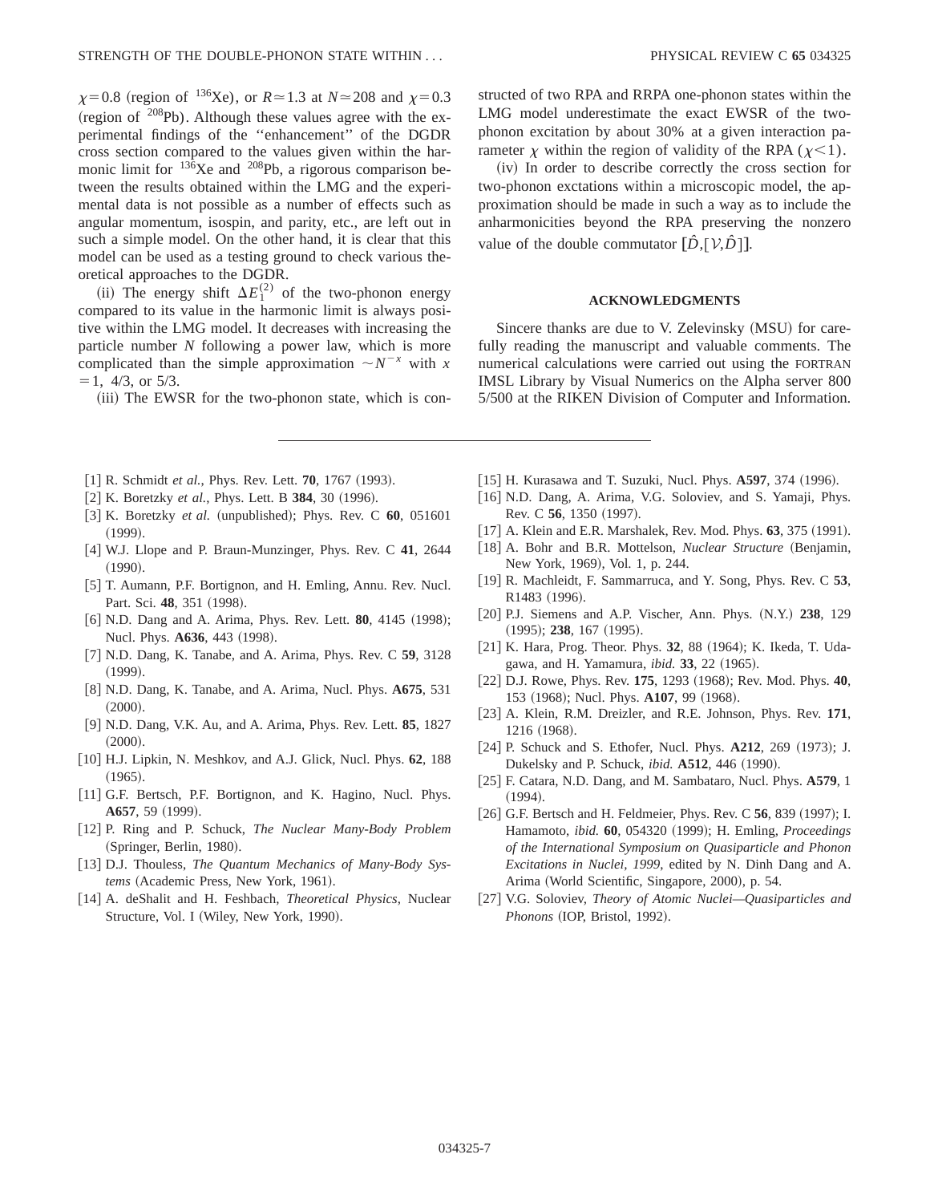$\chi=0.8$ (region of $^{136}$Xe), or $R\simeq1.3$ at $N\simeq208$ and $\chi=0.3$ (region of $^{208}$Pb). Although these values agree with the experimental findings of the "enhancement" of the DGDR cross section compared to the values given within the harmonic limit for $^{136}$Xe and $^{208}$Pb, a rigorous comparison between the results obtained within the LMG and the experimental data is not possible as a number of effects such as angular momentum, isospin, and parity, etc., are left out in such a simple model. On the other hand, it is clear that this model can be used as a testing ground to check various theoretical approaches to the DGDR.

(ii) The energy shift $\Delta E_1^{(2)}$ of the two-phonon energy compared to its value in the harmonic limit is always positive within the LMG model. It decreases with increasing the particle number $N$ following a power law, which is more complicated than the simple approximation $\sim N^{-x}$ with $x=1$, 4/3, or 5/3.

(iii) The EWSR for the two-phonon state, which is constructed of two RPA and RRPA one-phonon states within the LMG model underestimate the exact EWSR of the two-phonon excitation by about 30% at a given interaction parameter $\chi$ within the region of validity of the RPA ($\chi<1$).

(iv) In order to describe correctly the cross section for two-phonon exctations within a microscopic model, the approximation should be made in such a way as to include the anharmonicities beyond the RPA preserving the nonzero value of the double commutator $[\hat{D},[\mathcal{V},\hat{D}]]$.

## ACKNOWLEDGMENTS

Sincere thanks are due to V. Zelevinsky (MSU) for carefully reading the manuscript and valuable comments. The numerical calculations were carried out using the FORTRAN IMSL Library by Visual Numerics on the Alpha server 800 5/500 at the RIKEN Division of Computer and Information.

---

[1] R. Schmidt *et al.*, Phys. Rev. Lett. **70**, 1767 (1993).
[2] K. Boretzky *et al.*, Phys. Lett. B **384**, 30 (1996).
[3] K. Boretzky *et al.* (unpublished); Phys. Rev. C **60**, 051601 (1999).
[4] W.J. Llope and P. Braun-Munzinger, Phys. Rev. C **41**, 2644 (1990).
[5] T. Aumann, P.F. Bortignon, and H. Emling, Annu. Rev. Nucl. Part. Sci. **48**, 351 (1998).
[6] N.D. Dang and A. Arima, Phys. Rev. Lett. **80**, 4145 (1998); Nucl. Phys. **A636**, 443 (1998).
[7] N.D. Dang, K. Tanabe, and A. Arima, Phys. Rev. C **59**, 3128 (1999).
[8] N.D. Dang, K. Tanabe, and A. Arima, Nucl. Phys. **A675**, 531 (2000).
[9] N.D. Dang, V.K. Au, and A. Arima, Phys. Rev. Lett. **85**, 1827 (2000).
[10] H.J. Lipkin, N. Meshkov, and A.J. Glick, Nucl. Phys. **62**, 188 (1965).
[11] G.F. Bertsch, P.F. Bortignon, and K. Hagino, Nucl. Phys. **A657**, 59 (1999).
[12] P. Ring and P. Schuck, *The Nuclear Many-Body Problem* (Springer, Berlin, 1980).
[13] D.J. Thouless, *The Quantum Mechanics of Many-Body Systems* (Academic Press, New York, 1961).
[14] A. deShalit and H. Feshbach, *Theoretical Physics*, Nuclear Structure, Vol. I (Wiley, New York, 1990).
[15] H. Kurasawa and T. Suzuki, Nucl. Phys. **A597**, 374 (1996).
[16] N.D. Dang, A. Arima, V.G. Soloviev, and S. Yamaji, Phys. Rev. C **56**, 1350 (1997).
[17] A. Klein and E.R. Marshalek, Rev. Mod. Phys. **63**, 375 (1991).
[18] A. Bohr and B.R. Mottelson, *Nuclear Structure* (Benjamin, New York, 1969), Vol. 1, p. 244.
[19] R. Machleidt, F. Sammarruca, and Y. Song, Phys. Rev. C **53**, R1483 (1996).
[20] P.J. Siemens and A.P. Vischer, Ann. Phys. (N.Y.) **238**, 129 (1995); **238**, 167 (1995).
[21] K. Hara, Prog. Theor. Phys. **32**, 88 (1964); K. Ikeda, T. Udagawa, and H. Yamamura, *ibid.* **33**, 22 (1965).
[22] D.J. Rowe, Phys. Rev. **175**, 1293 (1968); Rev. Mod. Phys. **40**, 153 (1968); Nucl. Phys. **A107**, 99 (1968).
[23] A. Klein, R.M. Dreizler, and R.E. Johnson, Phys. Rev. **171**, 1216 (1968).
[24] P. Schuck and S. Ethofer, Nucl. Phys. **A212**, 269 (1973); J. Dukelsky and P. Schuck, *ibid.* **A512**, 446 (1990).
[25] F. Catara, N.D. Dang, and M. Sambataro, Nucl. Phys. **A579**, 1 (1994).
[26] G.F. Bertsch and H. Feldmeier, Phys. Rev. C **56**, 839 (1997); I. Hamamoto, *ibid.* **60**, 054320 (1999); H. Emling, *Proceedings of the International Symposium on Quasiparticle and Phonon Excitations in Nuclei, 1999*, edited by N. Dinh Dang and A. Arima (World Scientific, Singapore, 2000), p. 54.
[27] V.G. Soloviev, *Theory of Atomic Nuclei—Quasiparticles and Phonons* (IOP, Bristol, 1992).